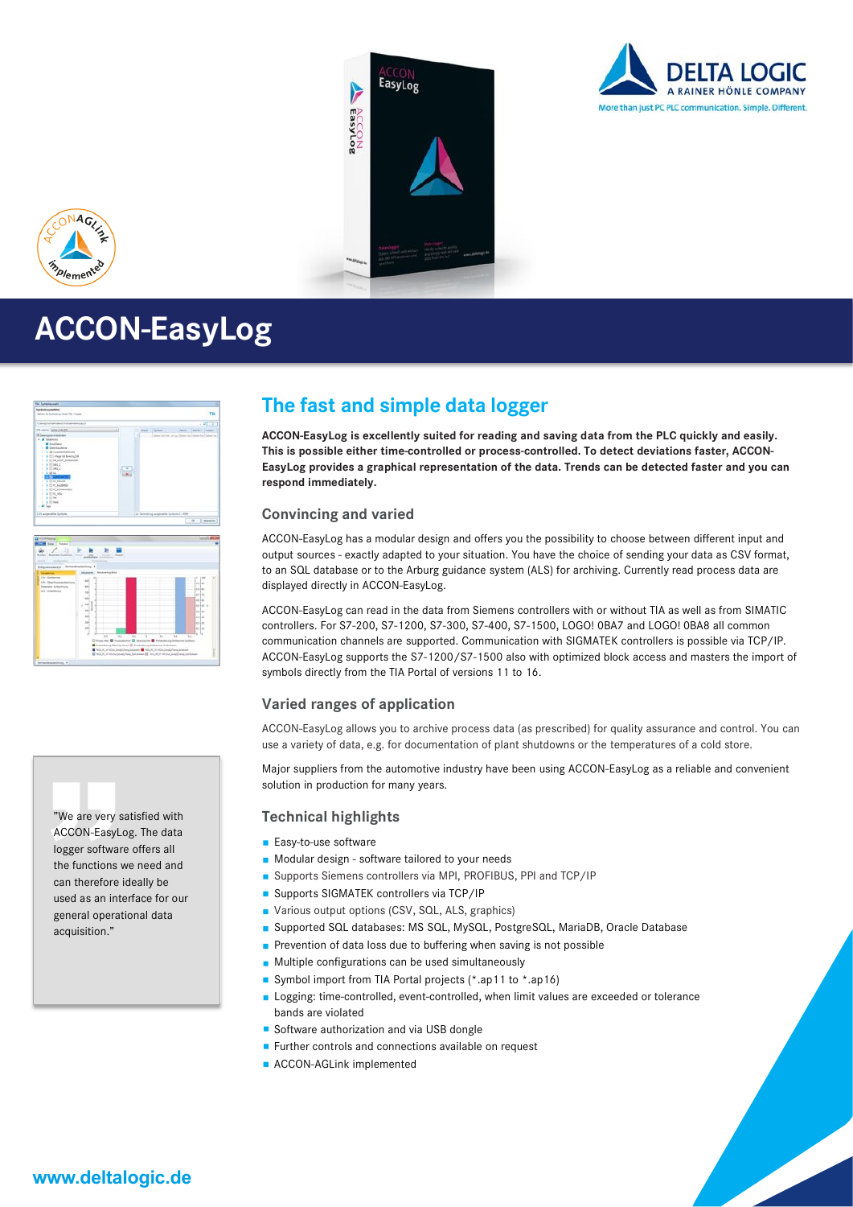# ACCON-EasyLog

## The fast and simple data logger

**ACCON-EasyLog is excellently suited for reading and saving data from the PLC quickly and easily. This is possible either time-controlled or process-controlled. To detect deviations faster, ACCON-EasyLog provides a graphical representation of the data. Trends can be detected faster and you can respond immediately.**

### Convincing and varied

ACCON-EasyLog has a modular design and offers you the possibility to choose between different input and output sources - exactly adapted to your situation. You have the choice of sending your data as CSV format, to an SQL database or to the Arburg guidance system (ALS) for archiving. Currently read process data are displayed directly in ACCON-EasyLog.

ACCON-EasyLog can read in the data from Siemens controllers with or without TIA as well as from SIMATIC controllers. For S7-200, S7-1200, S7-300, S7-400, S7-1500, LOGO! 0BA7 and LOGO! 0BA8 all common communication channels are supported. Communication with SIGMATEK controllers is possible via TCP/IP. ACCON-EasyLog supports the S7-1200/S7-1500 also with optimized block access and masters the import of symbols directly from the TIA Portal of versions 11 to 16.

### Varied ranges of application

ACCON-EasyLog allows you to archive process data (as prescribed) for quality assurance and control. You can use a variety of data, e.g. for documentation of plant shutdowns or the temperatures of a cold store.

Major suppliers from the automotive industry have been using ACCON-EasyLog as a reliable and convenient solution in production for many years.

> "We are very satisfied with ACCON-EasyLog. The data logger software offers all the functions we need and can therefore ideally be used as an interface for our general operational data acquisition."

### Technical highlights

- Easy-to-use software
- Modular design - software tailored to your needs
- Supports Siemens controllers via MPI, PROFIBUS, PPI and TCP/IP
- Supports SIGMATEK controllers via TCP/IP
- Various output options (CSV, SQL, ALS, graphics)
- Supported SQL databases: MS SQL, MySQL, PostgreSQL, MariaDB, Oracle Database
- Prevention of data loss due to buffering when saving is not possible
- Multiple configurations can be used simultaneously
- Symbol import from TIA Portal projects (*.ap11 to *.ap16)
- Logging: time-controlled, event-controlled, when limit values are exceeded or tolerance bands are violated
- Software authorization and via USB dongle
- Further controls and connections available on request
- ACCON-AGLink implemented

www.deltalogic.de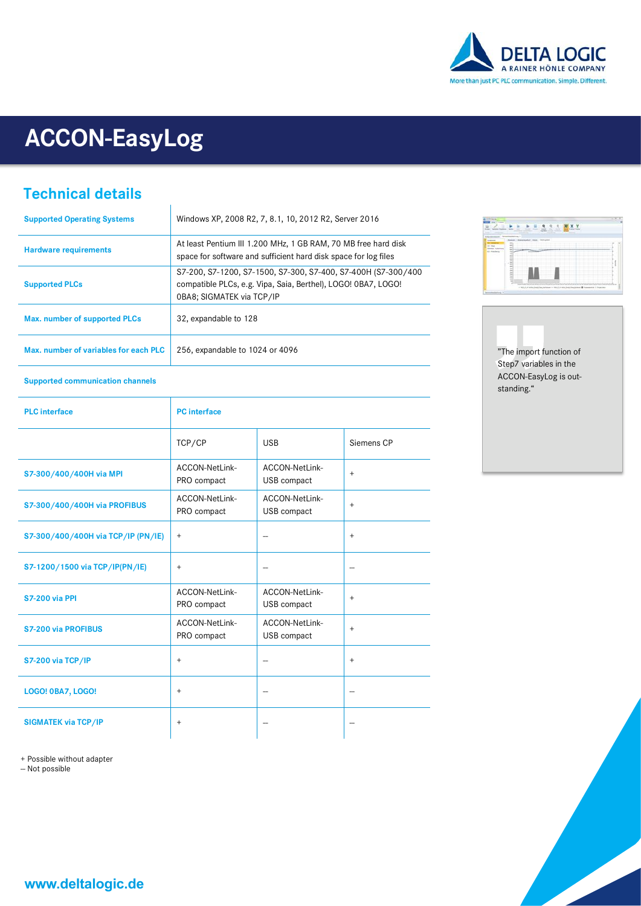# ACCON-EasyLog

## Technical details

| | |
|---|---|
| **Supported Operating Systems** | Windows XP, 2008 R2, 7, 8.1, 10, 2012 R2, Server 2016 |
| **Hardware requirements** | At least Pentium III 1.200 MHz, 1 GB RAM, 70 MB free hard disk space for software and sufficient hard disk space for log files |
| **Supported PLCs** | S7-200, S7-1200, S7-1500, S7-300, S7-400, S7-400H (S7-300/400 compatible PLCs, e.g. Vipa, Saia, Berthel), LOGO! 0BA7, LOGO! 0BA8; SIGMATEK via TCP/IP |
| **Max. number of supported PLCs** | 32, expandable to 128 |
| **Max. number of variables for each PLC** | 256, expandable to 1024 or 4096 |

**Supported communication channels**

| **PLC interface** | **PC interface** | | |
|---|---|---|---|
| | TCP/CP | USB | Siemens CP |
| **S7-300/400/400H via MPI** | ACCON-NetLink-PRO compact | ACCON-NetLink-USB compact | + |
| **S7-300/400/400H via PROFIBUS** | ACCON-NetLink-PRO compact | ACCON-NetLink-USB compact | + |
| **S7-300/400/400H via TCP/IP (PN/IE)** | + | – | + |
| **S7-1200/1500 via TCP/IP(PN/IE)** | + | – | – |
| **S7-200 via PPI** | ACCON-NetLink-PRO compact | ACCON-NetLink-USB compact | + |
| **S7-200 via PROFIBUS** | ACCON-NetLink-PRO compact | ACCON-NetLink-USB compact | + |
| **S7-200 via TCP/IP** | + | – | + |
| **LOGO! 0BA7, LOGO!** | + | – | – |
| **SIGMATEK via TCP/IP** | + | – | – |

\+ Possible without adapter
– Not possible

"The import function of Step7 variables in the ACCON-EasyLog is outstanding."

**www.deltalogic.de**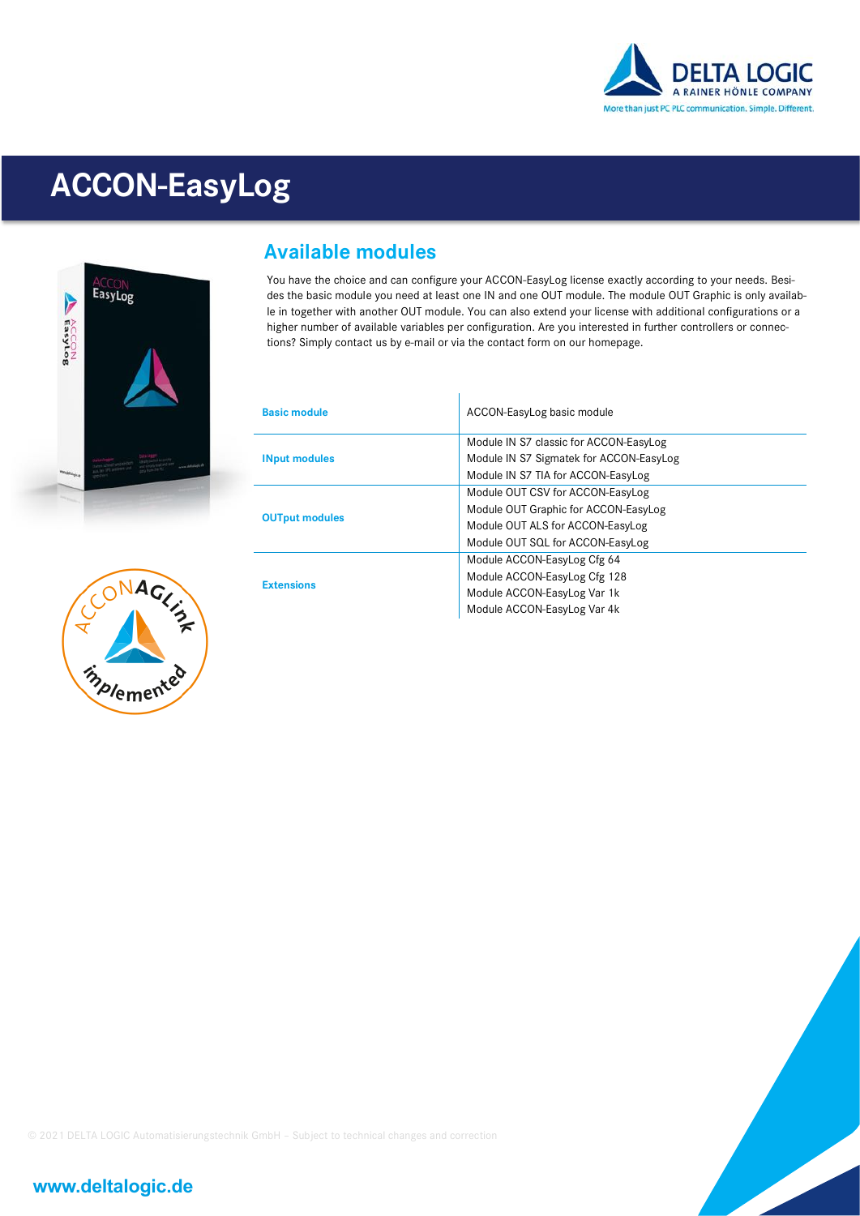# ACCON-EasyLog

## Available modules

You have the choice and can configure your ACCON-EasyLog license exactly according to your needs. Besides the basic module you need at least one IN and one OUT module. The module OUT Graphic is only available in together with another OUT module. You can also extend your license with additional configurations or a higher number of available variables per configuration. Are you interested in further controllers or connections? Simply contact us by e-mail or via the contact form on our homepage.

| | |
|---|---|
| **Basic module** | ACCON-EasyLog basic module |
| **INput modules** | Module IN S7 classic for ACCON-EasyLog<br>Module IN S7 Sigmatek for ACCON-EasyLog<br>Module IN S7 TIA for ACCON-EasyLog |
| **OUTput modules** | Module OUT CSV for ACCON-EasyLog<br>Module OUT Graphic for ACCON-EasyLog<br>Module OUT ALS for ACCON-EasyLog<br>Module OUT SQL for ACCON-EasyLog |
| **Extensions** | Module ACCON-EasyLog Cfg 64<br>Module ACCON-EasyLog Cfg 128<br>Module ACCON-EasyLog Var 1k<br>Module ACCON-EasyLog Var 4k |

© 2021 DELTA LOGIC Automatisierungstechnik GmbH – Subject to technical changes and correction

www.deltalogic.de